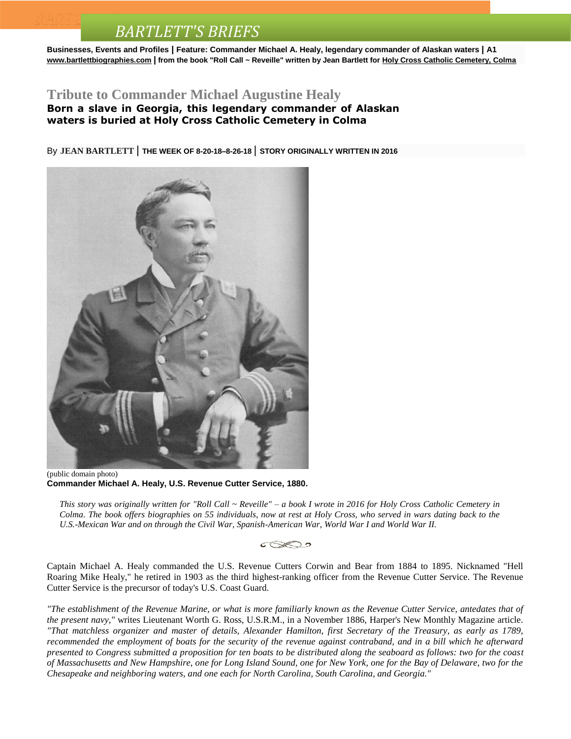# BARTLETT'S BRIEFS

**Businesses, Events and Profiles | Feature: Commander Michael A. Healy, legendary commander of Alaskan waters | A1**
**www.bartlettbiographies.com | from the book "Roll Call ~ Reveille" written by Jean Bartlett for Holy Cross Catholic Cemetery, Colma**

## Tribute to Commander Michael Augustine Healy

### Born a slave in Georgia, this legendary commander of Alaskan waters is buried at Holy Cross Catholic Cemetery in Colma

By **JEAN BARTLETT** | **THE WEEK OF 8-20-18–8-26-18** | **STORY ORIGINALLY WRITTEN IN 2016**

(public domain photo)
**Commander Michael A. Healy, U.S. Revenue Cutter Service, 1880.**

*This story was originally written for "Roll Call ~ Reveille" – a book I wrote in 2016 for Holy Cross Catholic Cemetery in Colma. The book offers biographies on 55 individuals, now at rest at Holy Cross, who served in wars dating back to the U.S.-Mexican War and on through the Civil War, Spanish-American War, World War I and World War II.*

Captain Michael A. Healy commanded the U.S. Revenue Cutters Corwin and Bear from 1884 to 1895. Nicknamed "Hell Roaring Mike Healy," he retired in 1903 as the third highest-ranking officer from the Revenue Cutter Service. The Revenue Cutter Service is the precursor of today's U.S. Coast Guard.

*"The establishment of the Revenue Marine, or what is more familiarly known as the Revenue Cutter Service, antedates that of the present navy,"* writes Lieutenant Worth G. Ross, U.S.R.M., in a November 1886, Harper's New Monthly Magazine article. *"That matchless organizer and master of details, Alexander Hamilton, first Secretary of the Treasury, as early as 1789, recommended the employment of boats for the security of the revenue against contraband, and in a bill which he afterward presented to Congress submitted a proposition for ten boats to be distributed along the seaboard as follows: two for the coast of Massachusetts and New Hampshire, one for Long Island Sound, one for New York, one for the Bay of Delaware, two for the Chesapeake and neighboring waters, and one each for North Carolina, South Carolina, and Georgia."*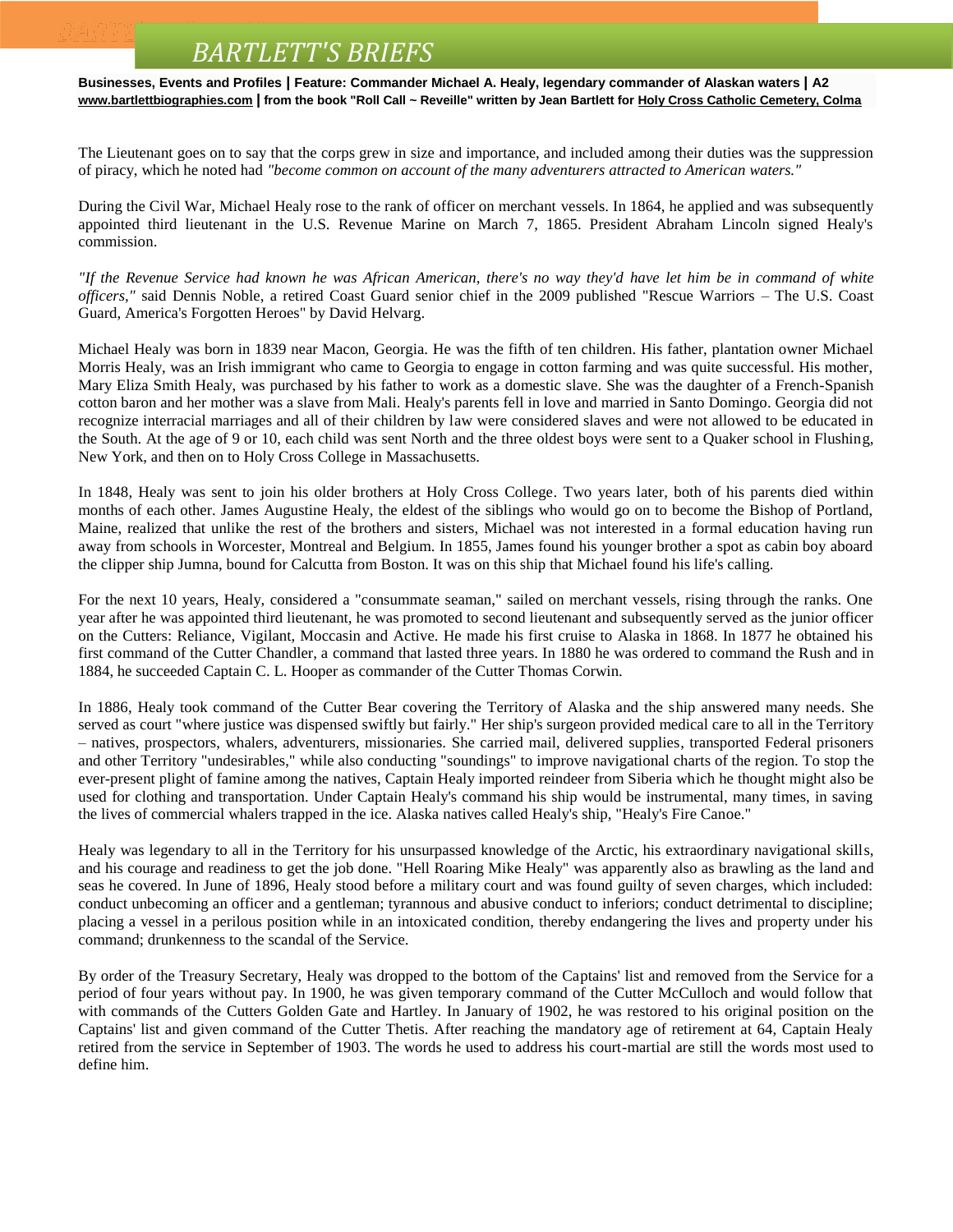The Lieutenant goes on to say that the corps grew in size and importance, and included among their duties was the suppression of piracy, which he noted had *"become common on account of the many adventurers attracted to American waters."*

During the Civil War, Michael Healy rose to the rank of officer on merchant vessels. In 1864, he applied and was subsequently appointed third lieutenant in the U.S. Revenue Marine on March 7, 1865. President Abraham Lincoln signed Healy's commission.

*"If the Revenue Service had known he was African American, there's no way they'd have let him be in command of white officers,"* said Dennis Noble, a retired Coast Guard senior chief in the 2009 published "Rescue Warriors – The U.S. Coast Guard, America's Forgotten Heroes" by David Helvarg.

Michael Healy was born in 1839 near Macon, Georgia. He was the fifth of ten children. His father, plantation owner Michael Morris Healy, was an Irish immigrant who came to Georgia to engage in cotton farming and was quite successful. His mother, Mary Eliza Smith Healy, was purchased by his father to work as a domestic slave. She was the daughter of a French-Spanish cotton baron and her mother was a slave from Mali. Healy's parents fell in love and married in Santo Domingo. Georgia did not recognize interracial marriages and all of their children by law were considered slaves and were not allowed to be educated in the South. At the age of 9 or 10, each child was sent North and the three oldest boys were sent to a Quaker school in Flushing, New York, and then on to Holy Cross College in Massachusetts.

In 1848, Healy was sent to join his older brothers at Holy Cross College. Two years later, both of his parents died within months of each other. James Augustine Healy, the eldest of the siblings who would go on to become the Bishop of Portland, Maine, realized that unlike the rest of the brothers and sisters, Michael was not interested in a formal education having run away from schools in Worcester, Montreal and Belgium. In 1855, James found his younger brother a spot as cabin boy aboard the clipper ship Jumna, bound for Calcutta from Boston. It was on this ship that Michael found his life's calling.

For the next 10 years, Healy, considered a "consummate seaman," sailed on merchant vessels, rising through the ranks. One year after he was appointed third lieutenant, he was promoted to second lieutenant and subsequently served as the junior officer on the Cutters: Reliance, Vigilant, Moccasin and Active. He made his first cruise to Alaska in 1868. In 1877 he obtained his first command of the Cutter Chandler, a command that lasted three years. In 1880 he was ordered to command the Rush and in 1884, he succeeded Captain C. L. Hooper as commander of the Cutter Thomas Corwin.

In 1886, Healy took command of the Cutter Bear covering the Territory of Alaska and the ship answered many needs. She served as court "where justice was dispensed swiftly but fairly." Her ship's surgeon provided medical care to all in the Territory – natives, prospectors, whalers, adventurers, missionaries. She carried mail, delivered supplies, transported Federal prisoners and other Territory "undesirables," while also conducting "soundings" to improve navigational charts of the region. To stop the ever-present plight of famine among the natives, Captain Healy imported reindeer from Siberia which he thought might also be used for clothing and transportation. Under Captain Healy's command his ship would be instrumental, many times, in saving the lives of commercial whalers trapped in the ice. Alaska natives called Healy's ship, "Healy's Fire Canoe."

Healy was legendary to all in the Territory for his unsurpassed knowledge of the Arctic, his extraordinary navigational skills, and his courage and readiness to get the job done. "Hell Roaring Mike Healy" was apparently also as brawling as the land and seas he covered. In June of 1896, Healy stood before a military court and was found guilty of seven charges, which included: conduct unbecoming an officer and a gentleman; tyrannous and abusive conduct to inferiors; conduct detrimental to discipline; placing a vessel in a perilous position while in an intoxicated condition, thereby endangering the lives and property under his command; drunkenness to the scandal of the Service.

By order of the Treasury Secretary, Healy was dropped to the bottom of the Captains' list and removed from the Service for a period of four years without pay. In 1900, he was given temporary command of the Cutter McCulloch and would follow that with commands of the Cutters Golden Gate and Hartley. In January of 1902, he was restored to his original position on the Captains' list and given command of the Cutter Thetis. After reaching the mandatory age of retirement at 64, Captain Healy retired from the service in September of 1903. The words he used to address his court-martial are still the words most used to define him.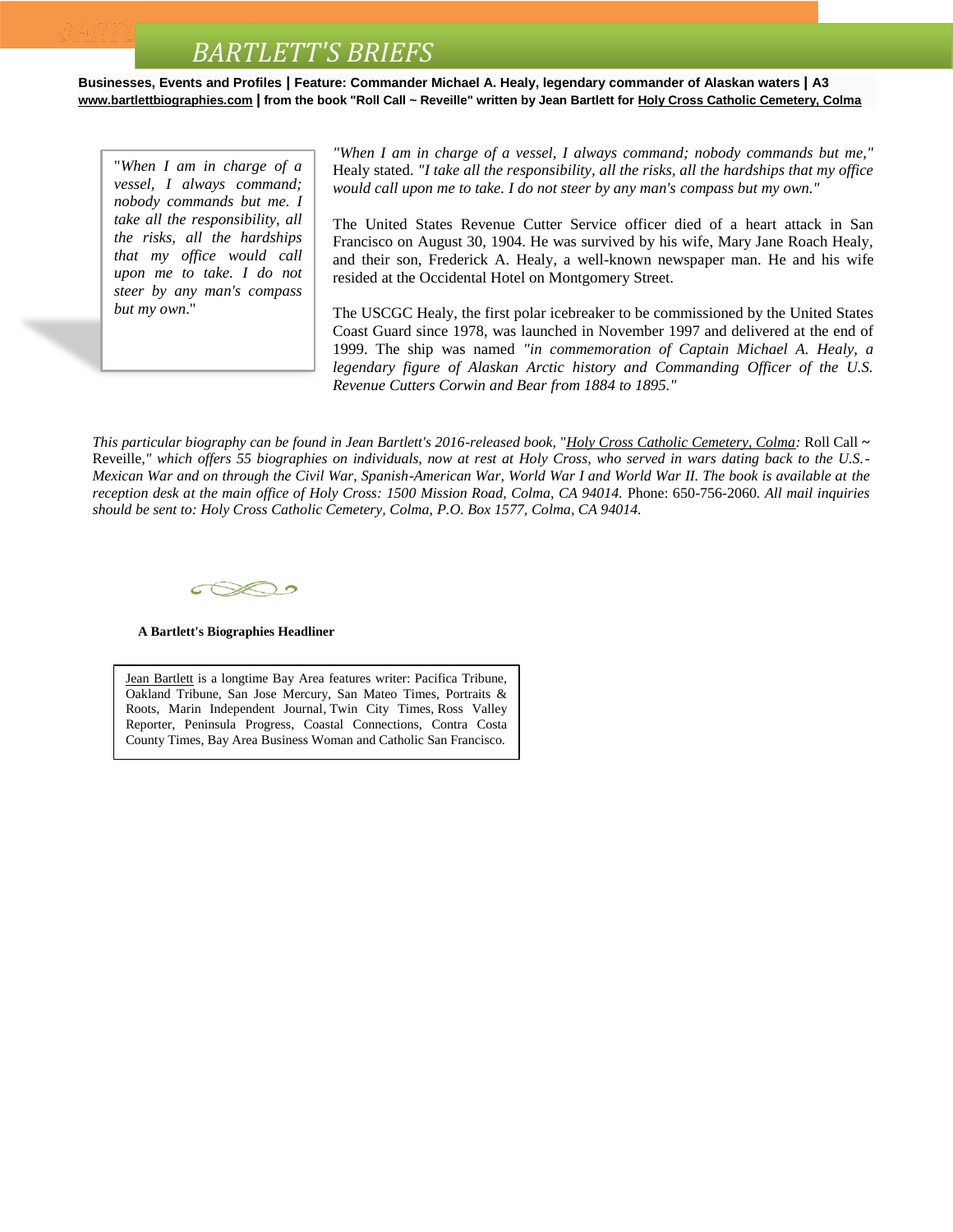"*When I am in charge of a vessel, I always command; nobody commands but me. I take all the responsibility, all the risks, all the hardships that my office would call upon me to take. I do not steer by any man's compass but my own.*"

*"When I am in charge of a vessel, I always command; nobody commands but me,"* Healy stated. *"I take all the responsibility, all the risks, all the hardships that my office would call upon me to take. I do not steer by any man's compass but my own."*

The United States Revenue Cutter Service officer died of a heart attack in San Francisco on August 30, 1904. He was survived by his wife, Mary Jane Roach Healy, and their son, Frederick A. Healy, a well-known newspaper man. He and his wife resided at the Occidental Hotel on Montgomery Street.

The USCGC Healy, the first polar icebreaker to be commissioned by the United States Coast Guard since 1978, was launched in November 1997 and delivered at the end of 1999. The ship was named *"in commemoration of Captain Michael A. Healy, a legendary figure of Alaskan Arctic history and Commanding Officer of the U.S. Revenue Cutters Corwin and Bear from 1884 to 1895."*

*This particular biography can be found in Jean Bartlett's 2016-released book, "Holy Cross Catholic Cemetery, Colma:* Roll Call ~ Reveille,*" which offers 55 biographies on individuals, now at rest at Holy Cross, who served in wars dating back to the U.S.-Mexican War and on through the Civil War, Spanish-American War, World War I and World War II. The book is available at the reception desk at the main office of Holy Cross: 1500 Mission Road, Colma, CA 94014.* Phone: 650-756-2060. *All mail inquiries should be sent to: Holy Cross Catholic Cemetery, Colma, P.O. Box 1577, Colma, CA 94014.*

**A Bartlett's Biographies Headliner**

Jean Bartlett is a longtime Bay Area features writer: Pacifica Tribune, Oakland Tribune, San Jose Mercury, San Mateo Times, Portraits & Roots, Marin Independent Journal, Twin City Times, Ross Valley Reporter, Peninsula Progress, Coastal Connections, Contra Costa County Times, Bay Area Business Woman and Catholic San Francisco.